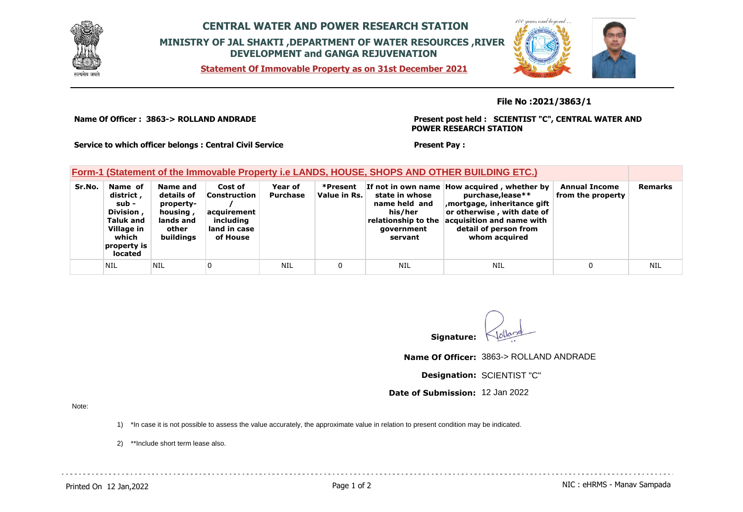# CENTRAL WATER AND POWER RESEARCH STATION

## MINISTRY OF JAL SHAKTI ,DEPARTMENT OF WATER RESOURCES ,RIVER DEVELOPMENT and GANGA REJUVENATION

**Statement Of Immovable Property as on 31st December 2021**

**File No :2021/3863/1**

**Name Of Officer : 3863-> ROLLAND ANDRADE**

**Present post held : SCIENTIST "C", CENTRAL WATER AND POWER RESEARCH STATION**

**Service to which officer belongs : Central Civil Service**

**Present Pay :**

### Form-1 (Statement of the Immovable Property i.e LANDS, HOUSE, SHOPS AND OTHER BUILDING ETC.)

| Sr.No. | Name of district , sub - Division , Taluk and Village in which property is located | Name and details of property-housing , lands and other buildings | Cost of Construction / acquirement including land in case of House | Year of Purchase | *Present Value in Rs. | If not in own name state in whose name held and his/her relationship to the government servant | How acquired , whether by purchase,lease** ,mortgage, inheritance gift or otherwise , with date of acquisition and name with detail of person from whom acquired | Annual Income from the property | Remarks |
|---|---|---|---|---|---|---|---|---|---|
| | NIL | NIL | 0 | NIL | 0 | NIL | NIL | 0 | NIL |

**Signature:** Rolland

**Name Of Officer:** 3863-> ROLLAND ANDRADE

**Designation:** SCIENTIST "C"

**Date of Submission:** 12 Jan 2022

Note:

1) *In case it is not possible to assess the value accurately, the approximate value in relation to present condition may be indicated.

2) **Include short term lease also.

Printed On 12 Jan,2022

NIC : eHRMS - Manav Sampada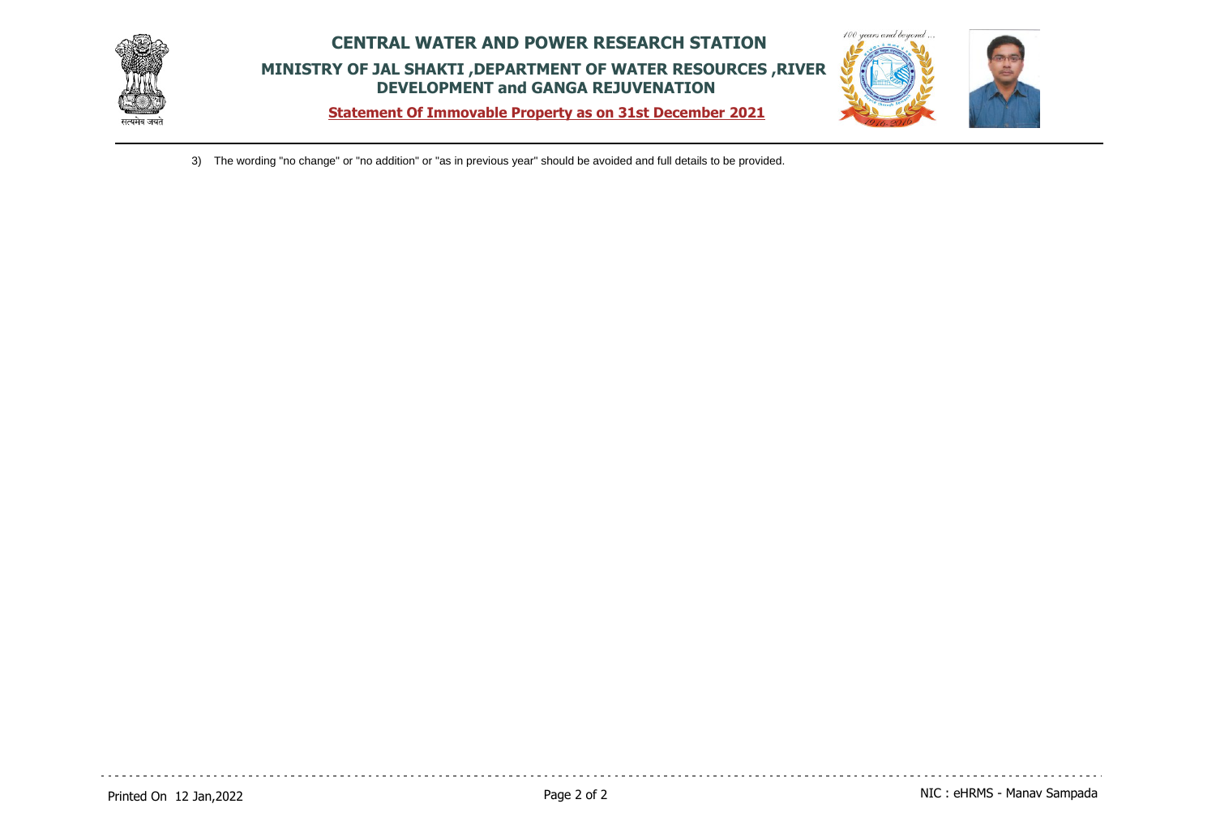3) The wording "no change" or "no addition" or "as in previous year" should be avoided and full details to be provided.